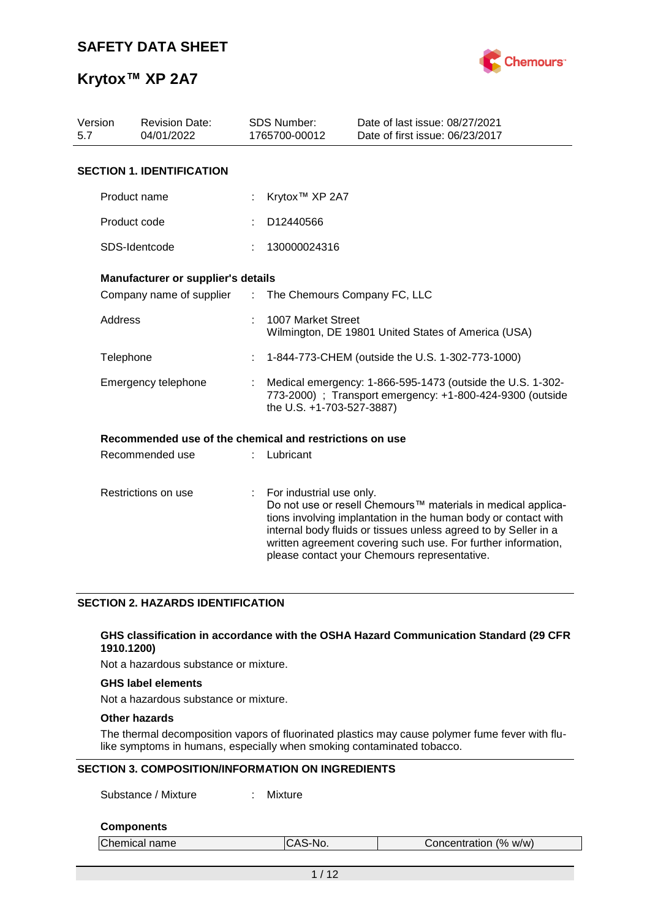# SAFETY DATA SHEET

# Krytox™ XP 2A7

| Version | Revision Date: | SDS Number: | Date of last issue: 08/27/2021 |
|---|---|---|---|
| 5.7 | 04/01/2022 | 1765700-00012 | Date of first issue: 06/23/2017 |

## SECTION 1. IDENTIFICATION

Product name : Krytox™ XP 2A7

Product code : D12440566

SDS-Identcode : 130000024316

### Manufacturer or supplier's details

Company name of supplier : The Chemours Company FC, LLC

Address : 1007 Market Street
Wilmington, DE 19801 United States of America (USA)

Telephone : 1-844-773-CHEM (outside the U.S. 1-302-773-1000)

Emergency telephone : Medical emergency: 1-866-595-1473 (outside the U.S. 1-302-773-2000) ; Transport emergency: +1-800-424-9300 (outside the U.S. +1-703-527-3887)

### Recommended use of the chemical and restrictions on use

Recommended use : Lubricant

Restrictions on use : For industrial use only.
Do not use or resell Chemours™ materials in medical applications involving implantation in the human body or contact with internal body fluids or tissues unless agreed to by Seller in a written agreement covering such use. For further information, please contact your Chemours representative.

## SECTION 2. HAZARDS IDENTIFICATION

### GHS classification in accordance with the OSHA Hazard Communication Standard (29 CFR 1910.1200)

Not a hazardous substance or mixture.

### GHS label elements

Not a hazardous substance or mixture.

### Other hazards

The thermal decomposition vapors of fluorinated plastics may cause polymer fume fever with flu-like symptoms in humans, especially when smoking contaminated tobacco.

## SECTION 3. COMPOSITION/INFORMATION ON INGREDIENTS

Substance / Mixture : Mixture

### Components

| Chemical name | CAS-No. | Concentration (% w/w) |
|---|---|---|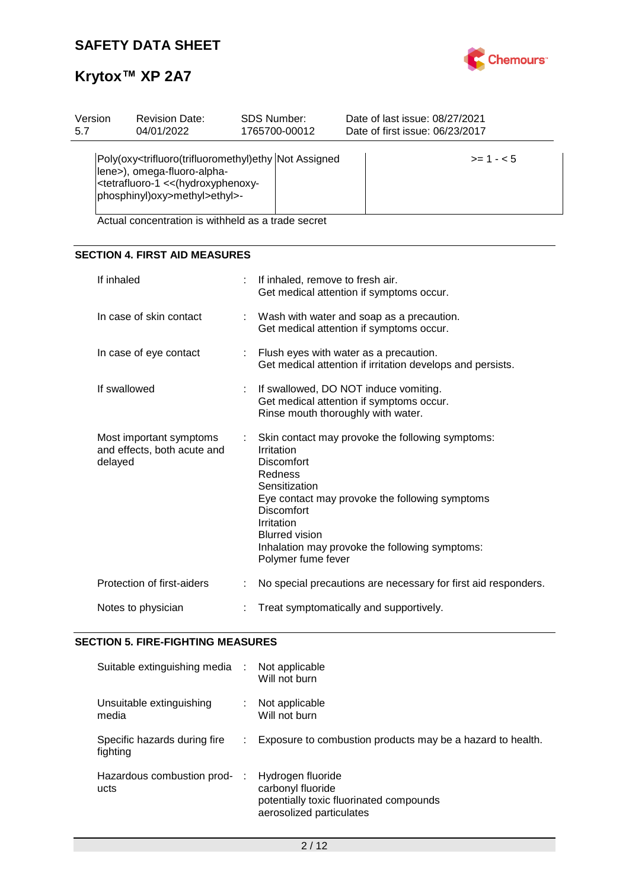| | | |
|---|---|---|
| Poly(oxy<trifluoro(trifluoromethyl)ethylene>), omega-fluoro-alpha-<tetrafluoro-1 <<(hydroxyphenoxy-phosphinyl)oxy>methyl>ethyl>- | Not Assigned | >= 1 - < 5 |

Actual concentration is withheld as a trade secret

## SECTION 4. FIRST AID MEASURES

If inhaled : If inhaled, remove to fresh air.
Get medical attention if symptoms occur.

In case of skin contact : Wash with water and soap as a precaution.
Get medical attention if symptoms occur.

In case of eye contact : Flush eyes with water as a precaution.
Get medical attention if irritation develops and persists.

If swallowed : If swallowed, DO NOT induce vomiting.
Get medical attention if symptoms occur.
Rinse mouth thoroughly with water.

Most important symptoms and effects, both acute and delayed : Skin contact may provoke the following symptoms:
Irritation
Discomfort
Redness
Sensitization
Eye contact may provoke the following symptoms
Discomfort
Irritation
Blurred vision
Inhalation may provoke the following symptoms:
Polymer fume fever

Protection of first-aiders : No special precautions are necessary for first aid responders.

Notes to physician : Treat symptomatically and supportively.

## SECTION 5. FIRE-FIGHTING MEASURES

Suitable extinguishing media : Not applicable
Will not burn

Unsuitable extinguishing media : Not applicable
Will not burn

Specific hazards during fire fighting : Exposure to combustion products may be a hazard to health.

Hazardous combustion products : Hydrogen fluoride
carbonyl fluoride
potentially toxic fluorinated compounds
aerosolized particulates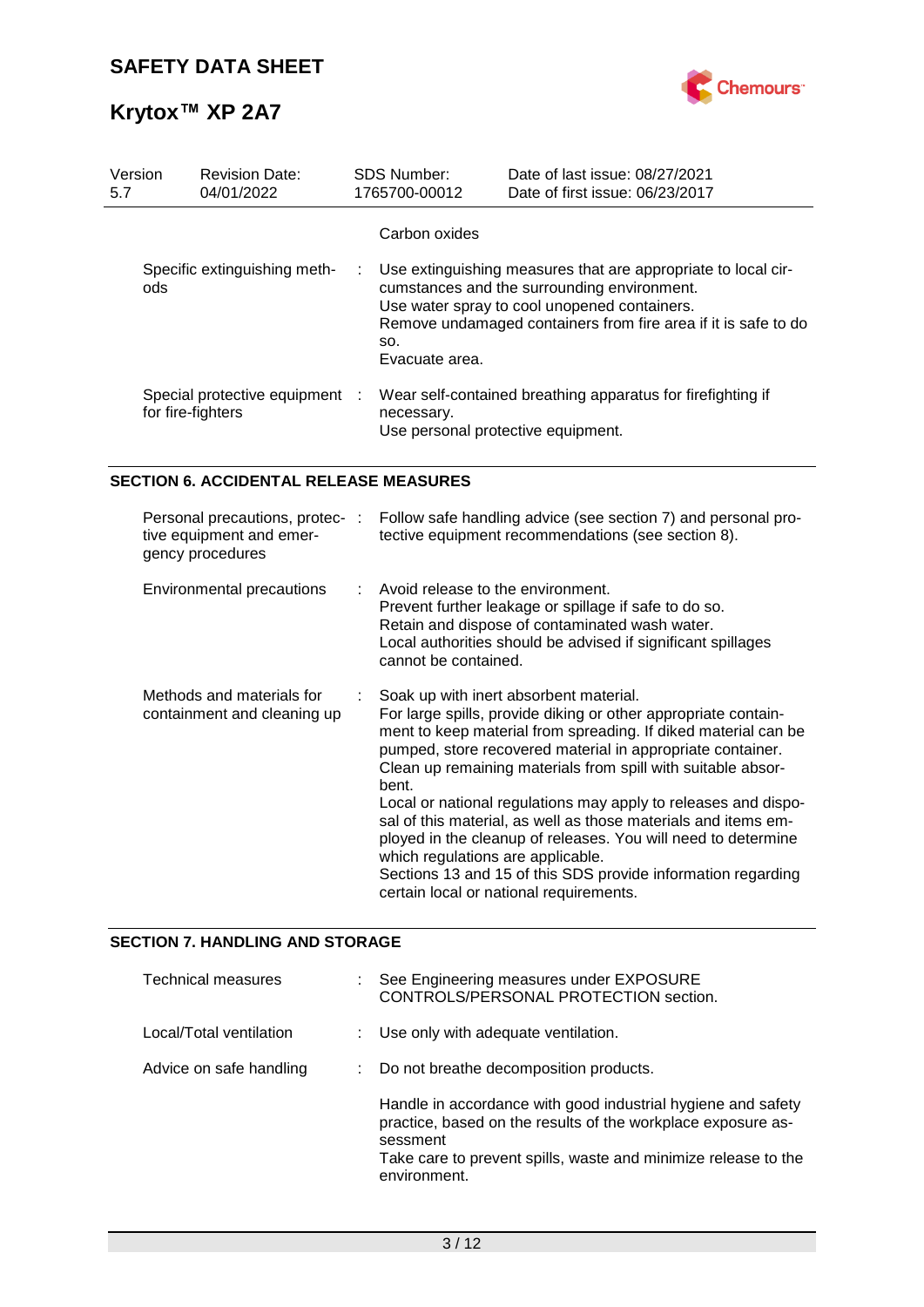Carbon oxides

| | |
|---|---|
| Specific extinguishing methods | Use extinguishing measures that are appropriate to local circumstances and the surrounding environment.<br>Use water spray to cool unopened containers.<br>Remove undamaged containers from fire area if it is safe to do so.<br>Evacuate area. |
| Special protective equipment for fire-fighters | Wear self-contained breathing apparatus for firefighting if necessary.<br>Use personal protective equipment. |

## SECTION 6. ACCIDENTAL RELEASE MEASURES

| | |
|---|---|
| Personal precautions, protective equipment and emergency procedures | Follow safe handling advice (see section 7) and personal protective equipment recommendations (see section 8). |
| Environmental precautions | Avoid release to the environment.<br>Prevent further leakage or spillage if safe to do so.<br>Retain and dispose of contaminated wash water.<br>Local authorities should be advised if significant spillages cannot be contained. |
| Methods and materials for containment and cleaning up | Soak up with inert absorbent material.<br>For large spills, provide diking or other appropriate containment to keep material from spreading. If diked material can be pumped, store recovered material in appropriate container.<br>Clean up remaining materials from spill with suitable absorbent.<br>Local or national regulations may apply to releases and disposal of this material, as well as those materials and items employed in the cleanup of releases. You will need to determine which regulations are applicable.<br>Sections 13 and 15 of this SDS provide information regarding certain local or national requirements. |

## SECTION 7. HANDLING AND STORAGE

| | |
|---|---|
| Technical measures | See Engineering measures under EXPOSURE CONTROLS/PERSONAL PROTECTION section. |
| Local/Total ventilation | Use only with adequate ventilation. |
| Advice on safe handling | Do not breathe decomposition products.<br><br>Handle in accordance with good industrial hygiene and safety practice, based on the results of the workplace exposure assessment<br>Take care to prevent spills, waste and minimize release to the environment. |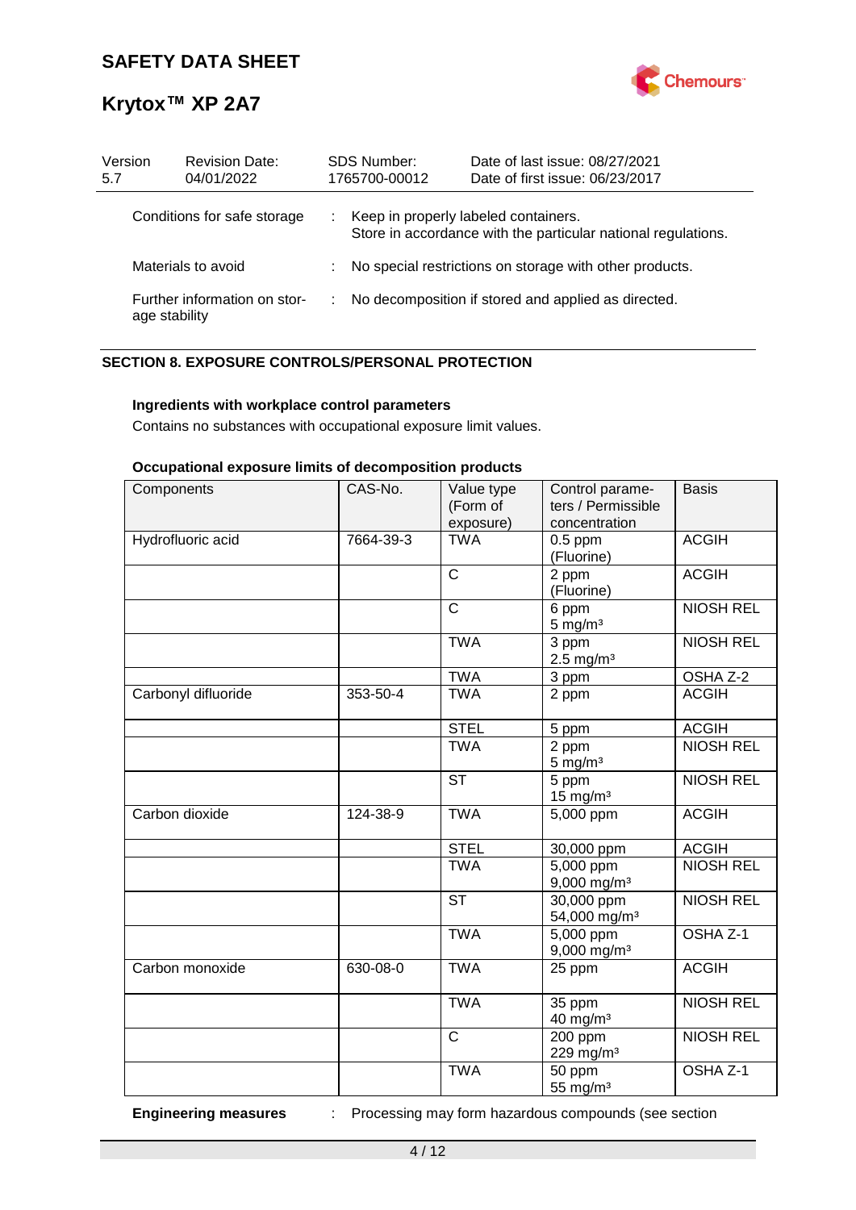| Conditions for safe storage | : | Keep in properly labeled containers. Store in accordance with the particular national regulations. |
|---|---|---|
| Materials to avoid | : | No special restrictions on storage with other products. |
| Further information on storage stability | : | No decomposition if stored and applied as directed. |

## SECTION 8. EXPOSURE CONTROLS/PERSONAL PROTECTION

### Ingredients with workplace control parameters

Contains no substances with occupational exposure limit values.

### Occupational exposure limits of decomposition products

| Components | CAS-No. | Value type (Form of exposure) | Control parameters / Permissible concentration | Basis |
|---|---|---|---|---|
| Hydrofluoric acid | 7664-39-3 | TWA | 0.5 ppm (Fluorine) | ACGIH |
| | | C | 2 ppm (Fluorine) | ACGIH |
| | | C | 6 ppm 5 mg/m³ | NIOSH REL |
| | | TWA | 3 ppm 2.5 mg/m³ | NIOSH REL |
| | | TWA | 3 ppm | OSHA Z-2 |
| Carbonyl difluoride | 353-50-4 | TWA | 2 ppm | ACGIH |
| | | STEL | 5 ppm | ACGIH |
| | | TWA | 2 ppm 5 mg/m³ | NIOSH REL |
| | | ST | 5 ppm 15 mg/m³ | NIOSH REL |
| Carbon dioxide | 124-38-9 | TWA | 5,000 ppm | ACGIH |
| | | STEL | 30,000 ppm | ACGIH |
| | | TWA | 5,000 ppm 9,000 mg/m³ | NIOSH REL |
| | | ST | 30,000 ppm 54,000 mg/m³ | NIOSH REL |
| | | TWA | 5,000 ppm 9,000 mg/m³ | OSHA Z-1 |
| Carbon monoxide | 630-08-0 | TWA | 25 ppm | ACGIH |
| | | TWA | 35 ppm 40 mg/m³ | NIOSH REL |
| | | C | 200 ppm 229 mg/m³ | NIOSH REL |
| | | TWA | 50 ppm 55 mg/m³ | OSHA Z-1 |

**Engineering measures** : Processing may form hazardous compounds (see section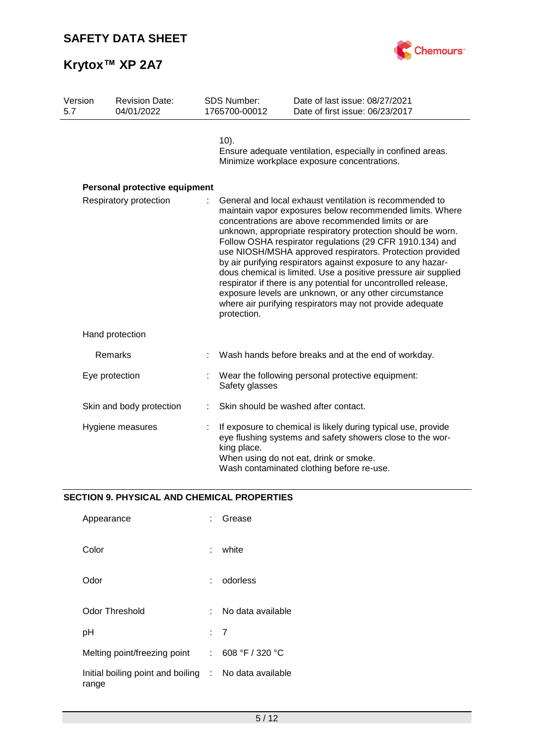10).
Ensure adequate ventilation, especially in confined areas.
Minimize workplace exposure concentrations.

**Personal protective equipment**

| | |
|---|---|
| Respiratory protection | General and local exhaust ventilation is recommended to maintain vapor exposures below recommended limits. Where concentrations are above recommended limits or are unknown, appropriate respiratory protection should be worn. Follow OSHA respirator regulations (29 CFR 1910.134) and use NIOSH/MSHA approved respirators. Protection provided by air purifying respirators against exposure to any hazardous chemical is limited. Use a positive pressure air supplied respirator if there is any potential for uncontrolled release, exposure levels are unknown, or any other circumstance where air purifying respirators may not provide adequate protection. |
| Hand protection | |
| Remarks | Wash hands before breaks and at the end of workday. |
| Eye protection | Wear the following personal protective equipment: Safety glasses |
| Skin and body protection | Skin should be washed after contact. |
| Hygiene measures | If exposure to chemical is likely during typical use, provide eye flushing systems and safety showers close to the working place. When using do not eat, drink or smoke. Wash contaminated clothing before re-use. |

## SECTION 9. PHYSICAL AND CHEMICAL PROPERTIES

| | |
|---|---|
| Appearance | Grease |
| Color | white |
| Odor | odorless |
| Odor Threshold | No data available |
| pH | 7 |
| Melting point/freezing point | 608 °F / 320 °C |
| Initial boiling point and boiling range | No data available |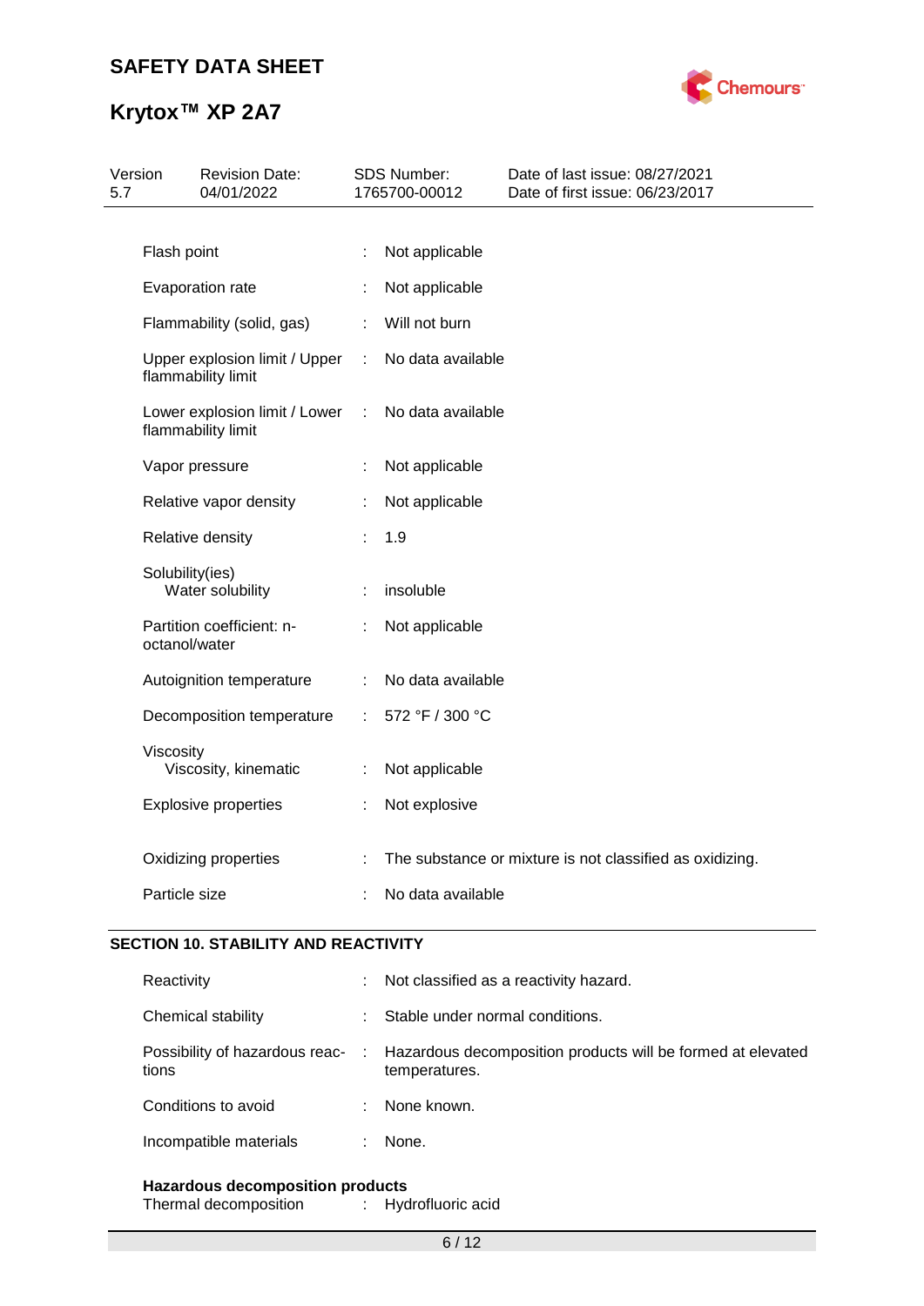| Property | | Value |
|---|---|---|
| Flash point | : | Not applicable |
| Evaporation rate | : | Not applicable |
| Flammability (solid, gas) | : | Will not burn |
| Upper explosion limit / Upper flammability limit | : | No data available |
| Lower explosion limit / Lower flammability limit | : | No data available |
| Vapor pressure | : | Not applicable |
| Relative vapor density | : | Not applicable |
| Relative density | : | 1.9 |
| Solubility(ies) Water solubility | : | insoluble |
| Partition coefficient: n-octanol/water | : | Not applicable |
| Autoignition temperature | : | No data available |
| Decomposition temperature | : | 572 °F / 300 °C |
| Viscosity Viscosity, kinematic | : | Not applicable |
| Explosive properties | : | Not explosive |
| Oxidizing properties | : | The substance or mixture is not classified as oxidizing. |
| Particle size | : | No data available |

## SECTION 10. STABILITY AND REACTIVITY

| Property | | Value |
|---|---|---|
| Reactivity | : | Not classified as a reactivity hazard. |
| Chemical stability | : | Stable under normal conditions. |
| Possibility of hazardous reactions | : | Hazardous decomposition products will be formed at elevated temperatures. |
| Conditions to avoid | : | None known. |
| Incompatible materials | : | None. |

**Hazardous decomposition products**

Thermal decomposition : Hydrofluoric acid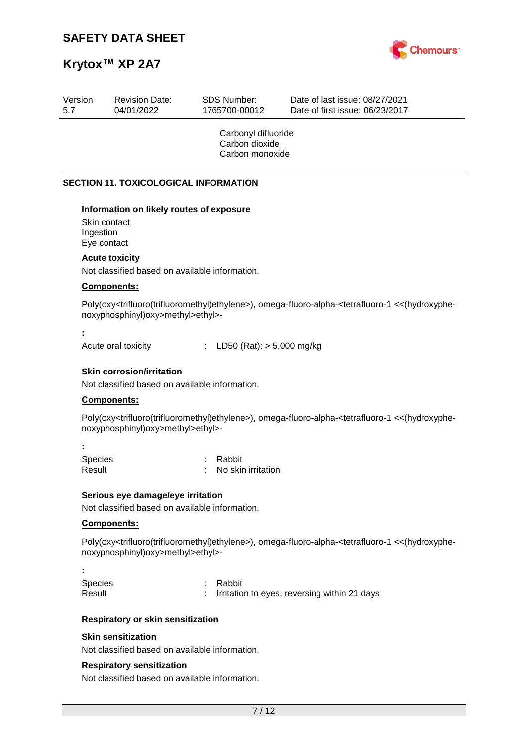Carbonyl difluoride
Carbon dioxide
Carbon monoxide

## SECTION 11. TOXICOLOGICAL INFORMATION

### Information on likely routes of exposure

Skin contact
Ingestion
Eye contact

### Acute toxicity

Not classified based on available information.

**Components:**

Poly(oxy<trifluoro(trifluoromethyl)ethylene>), omega-fluoro-alpha-<tetrafluoro-1 <<(hydroxyphenoxyphosphinyl)oxy>methyl>ethyl>-

:

Acute oral toxicity : LD50 (Rat): > 5,000 mg/kg

### Skin corrosion/irritation

Not classified based on available information.

**Components:**

Poly(oxy<trifluoro(trifluoromethyl)ethylene>), omega-fluoro-alpha-<tetrafluoro-1 <<(hydroxyphenoxyphosphinyl)oxy>methyl>ethyl>-

:

Species : Rabbit
Result : No skin irritation

### Serious eye damage/eye irritation

Not classified based on available information.

**Components:**

Poly(oxy<trifluoro(trifluoromethyl)ethylene>), omega-fluoro-alpha-<tetrafluoro-1 <<(hydroxyphenoxyphosphinyl)oxy>methyl>ethyl>-

:

Species : Rabbit
Result : Irritation to eyes, reversing within 21 days

### Respiratory or skin sensitization

**Skin sensitization**

Not classified based on available information.

**Respiratory sensitization**

Not classified based on available information.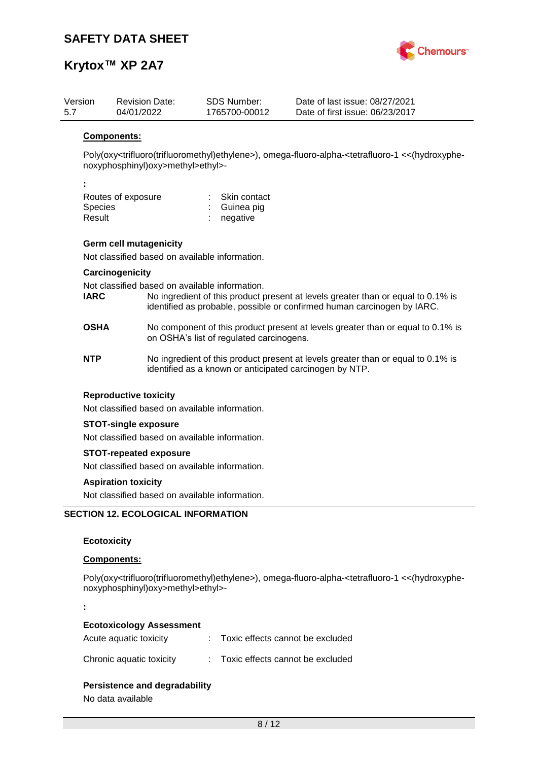**Components:**

Poly(oxy<trifluoro(trifluoromethyl)ethylene>), omega-fluoro-alpha-<tetrafluoro-1 <<(hydroxyphenoxyphosphinyl)oxy>methyl>ethyl>-

:

| | | |
|---|---|---|
| Routes of exposure | : | Skin contact |
| Species | : | Guinea pig |
| Result | : | negative |

### Germ cell mutagenicity

Not classified based on available information.

### Carcinogenicity

Not classified based on available information.

**IARC** No ingredient of this product present at levels greater than or equal to 0.1% is identified as probable, possible or confirmed human carcinogen by IARC.

**OSHA** No component of this product present at levels greater than or equal to 0.1% is on OSHA's list of regulated carcinogens.

**NTP** No ingredient of this product present at levels greater than or equal to 0.1% is identified as a known or anticipated carcinogen by NTP.

### Reproductive toxicity

Not classified based on available information.

### STOT-single exposure

Not classified based on available information.

### STOT-repeated exposure

Not classified based on available information.

### Aspiration toxicity

Not classified based on available information.

## SECTION 12. ECOLOGICAL INFORMATION

### Ecotoxicity

**Components:**

Poly(oxy<trifluoro(trifluoromethyl)ethylene>), omega-fluoro-alpha-<tetrafluoro-1 <<(hydroxyphenoxyphosphinyl)oxy>methyl>ethyl>-

:

**Ecotoxicology Assessment**

| | | |
|---|---|---|
| Acute aquatic toxicity | : | Toxic effects cannot be excluded |
| Chronic aquatic toxicity | : | Toxic effects cannot be excluded |

### Persistence and degradability

No data available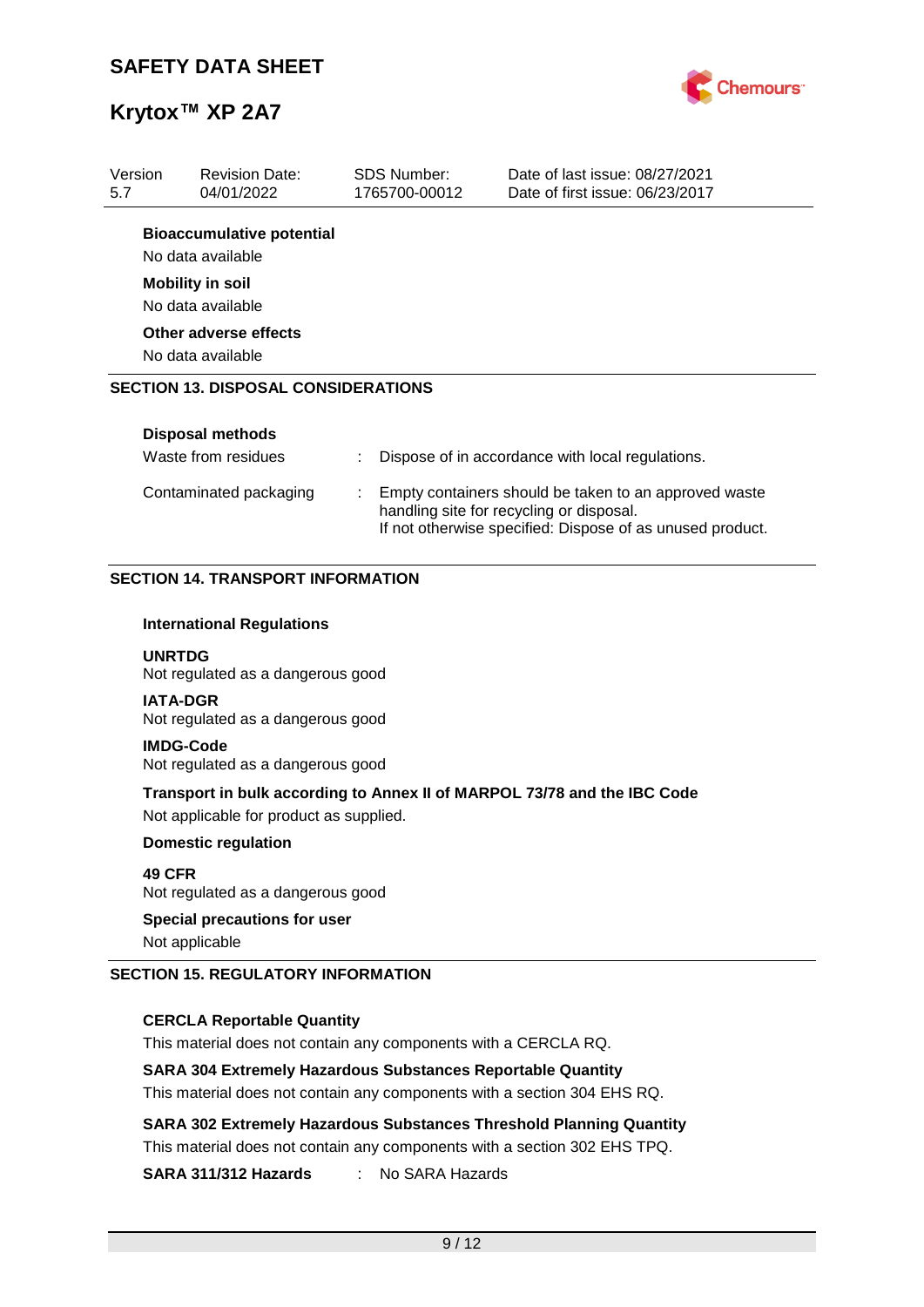**Bioaccumulative potential**

No data available

**Mobility in soil**

No data available

**Other adverse effects**

No data available

## SECTION 13. DISPOSAL CONSIDERATIONS

**Disposal methods**

| | |
|---|---|
| Waste from residues | : Dispose of in accordance with local regulations. |
| Contaminated packaging | : Empty containers should be taken to an approved waste handling site for recycling or disposal. If not otherwise specified: Dispose of as unused product. |

## SECTION 14. TRANSPORT INFORMATION

**International Regulations**

**UNRTDG**
Not regulated as a dangerous good

**IATA-DGR**
Not regulated as a dangerous good

**IMDG-Code**
Not regulated as a dangerous good

**Transport in bulk according to Annex II of MARPOL 73/78 and the IBC Code**

Not applicable for product as supplied.

**Domestic regulation**

**49 CFR**
Not regulated as a dangerous good

**Special precautions for user**

Not applicable

## SECTION 15. REGULATORY INFORMATION

**CERCLA Reportable Quantity**

This material does not contain any components with a CERCLA RQ.

**SARA 304 Extremely Hazardous Substances Reportable Quantity**

This material does not contain any components with a section 304 EHS RQ.

**SARA 302 Extremely Hazardous Substances Threshold Planning Quantity**

This material does not contain any components with a section 302 EHS TPQ.

**SARA 311/312 Hazards** : No SARA Hazards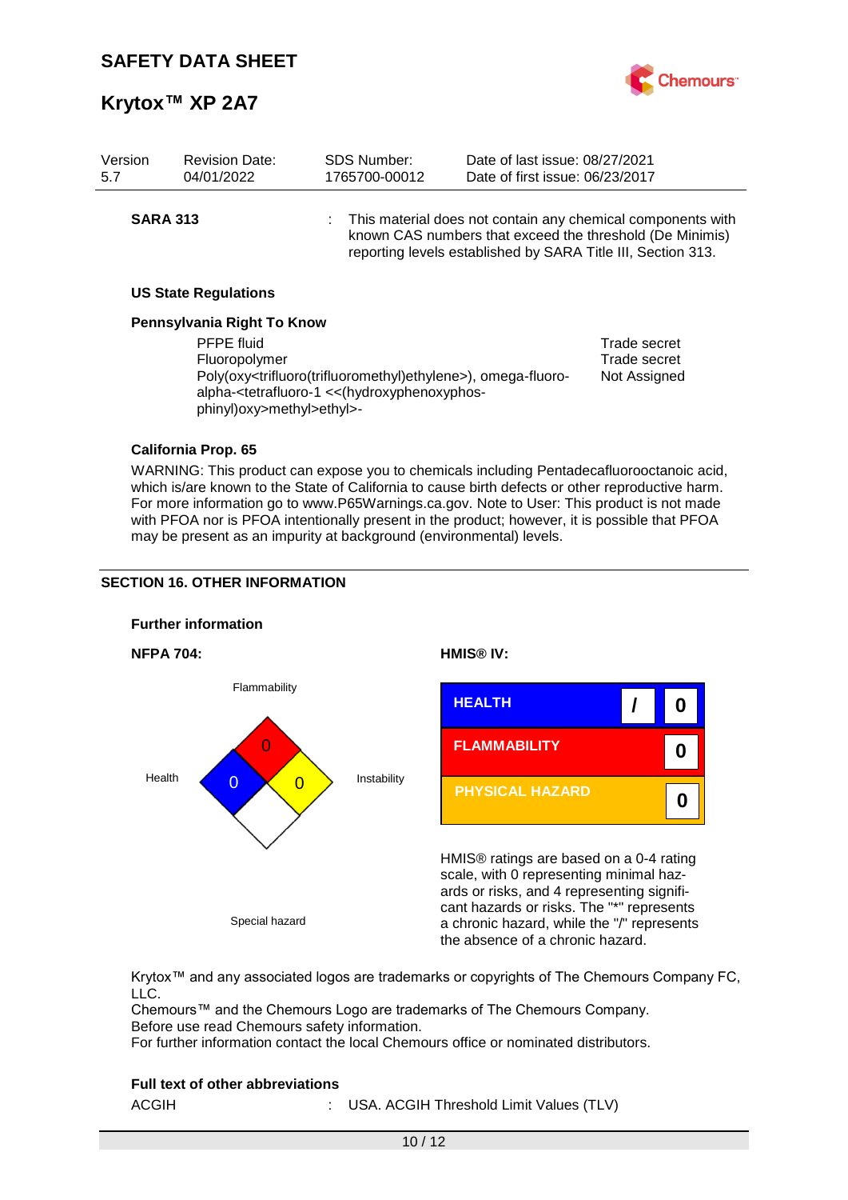| Version 5.7 | Revision Date: 04/01/2022 | SDS Number: 1765700-00012 | Date of last issue: 08/27/2021 Date of first issue: 06/23/2017 |
|---|---|---|---|

**SARA 313** : This material does not contain any chemical components with known CAS numbers that exceed the threshold (De Minimis) reporting levels established by SARA Title III, Section 313.

### US State Regulations

**Pennsylvania Right To Know**

| | |
|---|---|
| PFPE fluid | Trade secret |
| Fluoropolymer | Trade secret |
| Poly(oxy<trifluoro(trifluoromethyl)ethylene>), omega-fluoro-alpha-<tetrafluoro-1 <<(hydroxyphenoxyphos-phinyl)oxy>methyl>ethyl>- | Not Assigned |

**California Prop. 65**

WARNING: This product can expose you to chemicals including Pentadecafluorooctanoic acid, which is/are known to the State of California to cause birth defects or other reproductive harm. For more information go to www.P65Warnings.ca.gov. Note to User: This product is not made with PFOA nor is PFOA intentionally present in the product; however, it is possible that PFOA may be present as an impurity at background (environmental) levels.

## SECTION 16. OTHER INFORMATION

### Further information

**NFPA 704:**

Flammability: 0
Health: 0
Instability: 0
Special hazard

**HMIS® IV:**

| | | |
|---|---|---|
| HEALTH | / | 0 |
| FLAMMABILITY | | 0 |
| PHYSICAL HAZARD | | 0 |

HMIS® ratings are based on a 0-4 rating scale, with 0 representing minimal hazards or risks, and 4 representing significant hazards or risks. The "*" represents a chronic hazard, while the "/" represents the absence of a chronic hazard.

Krytox™ and any associated logos are trademarks or copyrights of The Chemours Company FC, LLC.
Chemours™ and the Chemours Logo are trademarks of The Chemours Company.
Before use read Chemours safety information.
For further information contact the local Chemours office or nominated distributors.

### Full text of other abbreviations

ACGIH : USA. ACGIH Threshold Limit Values (TLV)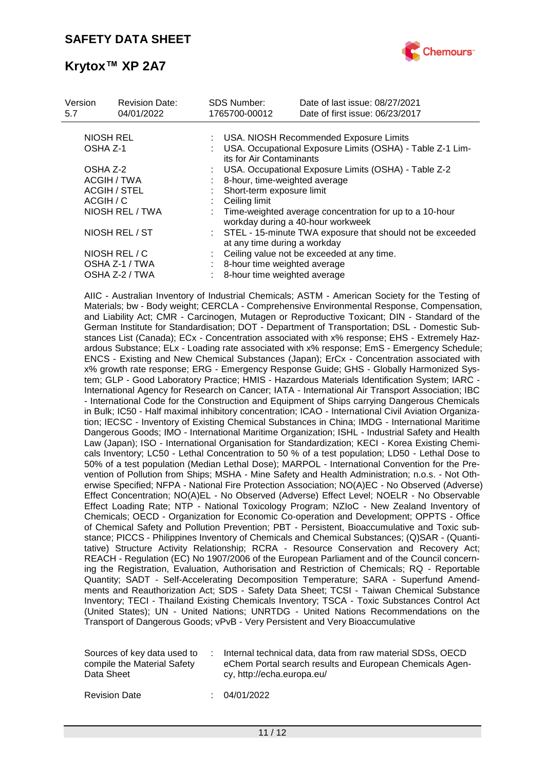| Version | Revision Date: | SDS Number: | Date of last issue: 08/27/2021 |
|---|---|---|---|
| 5.7 | 04/01/2022 | 1765700-00012 | Date of first issue: 06/23/2017 |

| | | |
|---|---|---|
| NIOSH REL | : | USA. NIOSH Recommended Exposure Limits |
| OSHA Z-1 | : | USA. Occupational Exposure Limits (OSHA) - Table Z-1 Limits for Air Contaminants |
| OSHA Z-2 | : | USA. Occupational Exposure Limits (OSHA) - Table Z-2 |
| ACGIH / TWA | : | 8-hour, time-weighted average |
| ACGIH / STEL | : | Short-term exposure limit |
| ACGIH / C | : | Ceiling limit |
| NIOSH REL / TWA | : | Time-weighted average concentration for up to a 10-hour workday during a 40-hour workweek |
| NIOSH REL / ST | : | STEL - 15-minute TWA exposure that should not be exceeded at any time during a workday |
| NIOSH REL / C | : | Ceiling value not be exceeded at any time. |
| OSHA Z-1 / TWA | : | 8-hour time weighted average |
| OSHA Z-2 / TWA | : | 8-hour time weighted average |

AIIC - Australian Inventory of Industrial Chemicals; ASTM - American Society for the Testing of Materials; bw - Body weight; CERCLA - Comprehensive Environmental Response, Compensation, and Liability Act; CMR - Carcinogen, Mutagen or Reproductive Toxicant; DIN - Standard of the German Institute for Standardisation; DOT - Department of Transportation; DSL - Domestic Substances List (Canada); ECx - Concentration associated with x% response; EHS - Extremely Hazardous Substance; ELx - Loading rate associated with x% response; EmS - Emergency Schedule; ENCS - Existing and New Chemical Substances (Japan); ErCx - Concentration associated with x% growth rate response; ERG - Emergency Response Guide; GHS - Globally Harmonized System; GLP - Good Laboratory Practice; HMIS - Hazardous Materials Identification System; IARC - International Agency for Research on Cancer; IATA - International Air Transport Association; IBC - International Code for the Construction and Equipment of Ships carrying Dangerous Chemicals in Bulk; IC50 - Half maximal inhibitory concentration; ICAO - International Civil Aviation Organization; IECSC - Inventory of Existing Chemical Substances in China; IMDG - International Maritime Dangerous Goods; IMO - International Maritime Organization; ISHL - Industrial Safety and Health Law (Japan); ISO - International Organisation for Standardization; KECI - Korea Existing Chemicals Inventory; LC50 - Lethal Concentration to 50 % of a test population; LD50 - Lethal Dose to 50% of a test population (Median Lethal Dose); MARPOL - International Convention for the Prevention of Pollution from Ships; MSHA - Mine Safety and Health Administration; n.o.s. - Not Otherwise Specified; NFPA - National Fire Protection Association; NO(A)EC - No Observed (Adverse) Effect Concentration; NO(A)EL - No Observed (Adverse) Effect Level; NOELR - No Observable Effect Loading Rate; NTP - National Toxicology Program; NZIoC - New Zealand Inventory of Chemicals; OECD - Organization for Economic Co-operation and Development; OPPTS - Office of Chemical Safety and Pollution Prevention; PBT - Persistent, Bioaccumulative and Toxic substance; PICCS - Philippines Inventory of Chemicals and Chemical Substances; (Q)SAR - (Quantitative) Structure Activity Relationship; RCRA - Resource Conservation and Recovery Act; REACH - Regulation (EC) No 1907/2006 of the European Parliament and of the Council concerning the Registration, Evaluation, Authorisation and Restriction of Chemicals; RQ - Reportable Quantity; SADT - Self-Accelerating Decomposition Temperature; SARA - Superfund Amendments and Reauthorization Act; SDS - Safety Data Sheet; TCSI - Taiwan Chemical Substance Inventory; TECI - Thailand Existing Chemicals Inventory; TSCA - Toxic Substances Control Act (United States); UN - United Nations; UNRTDG - United Nations Recommendations on the Transport of Dangerous Goods; vPvB - Very Persistent and Very Bioaccumulative

| | | |
|---|---|---|
| Sources of key data used to compile the Material Safety Data Sheet | : | Internal technical data, data from raw material SDSs, OECD eChem Portal search results and European Chemicals Agency, http://echa.europa.eu/ |
| Revision Date | : | 04/01/2022 |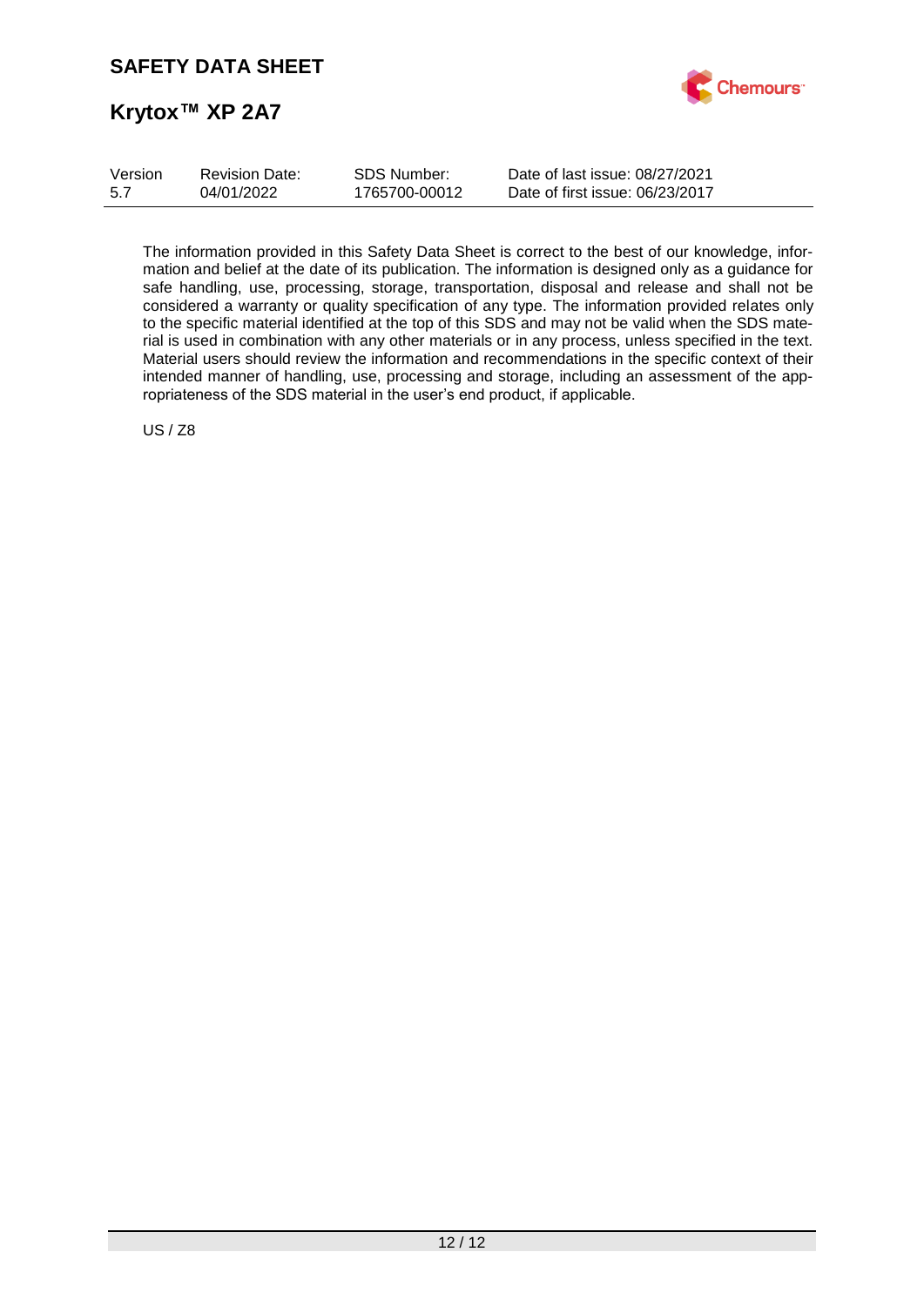The information provided in this Safety Data Sheet is correct to the best of our knowledge, information and belief at the date of its publication. The information is designed only as a guidance for safe handling, use, processing, storage, transportation, disposal and release and shall not be considered a warranty or quality specification of any type. The information provided relates only to the specific material identified at the top of this SDS and may not be valid when the SDS material is used in combination with any other materials or in any process, unless specified in the text. Material users should review the information and recommendations in the specific context of their intended manner of handling, use, processing and storage, including an assessment of the appropriateness of the SDS material in the user's end product, if applicable.

US / Z8